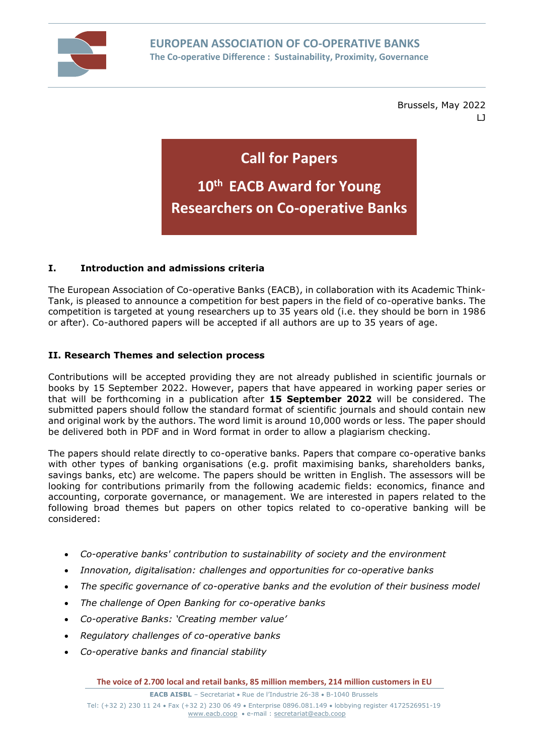**EUROPEAN ASSOCIATION OF CO-OPERATIVE BANKS**
**The Co-operative Difference : Sustainability, Proximity, Governance**

Brussels, May 2022
LJ

# Call for Papers

# 10th EACB Award for Young Researchers on Co-operative Banks

## I. Introduction and admissions criteria

The European Association of Co-operative Banks (EACB), in collaboration with its Academic Think-Tank, is pleased to announce a competition for best papers in the field of co-operative banks. The competition is targeted at young researchers up to 35 years old (i.e. they should be born in 1986 or after). Co-authored papers will be accepted if all authors are up to 35 years of age.

## II. Research Themes and selection process

Contributions will be accepted providing they are not already published in scientific journals or books by 15 September 2022. However, papers that have appeared in working paper series or that will be forthcoming in a publication after **15 September 2022** will be considered. The submitted papers should follow the standard format of scientific journals and should contain new and original work by the authors. The word limit is around 10,000 words or less. The paper should be delivered both in PDF and in Word format in order to allow a plagiarism checking.

The papers should relate directly to co-operative banks. Papers that compare co-operative banks with other types of banking organisations (e.g. profit maximising banks, shareholders banks, savings banks, etc) are welcome. The papers should be written in English. The assessors will be looking for contributions primarily from the following academic fields: economics, finance and accounting, corporate governance, or management. We are interested in papers related to the following broad themes but papers on other topics related to co-operative banking will be considered:

- *Co-operative banks' contribution to sustainability of society and the environment*
- *Innovation, digitalisation: challenges and opportunities for co-operative banks*
- *The specific governance of co-operative banks and the evolution of their business model*
- *The challenge of Open Banking for co-operative banks*
- *Co-operative Banks: 'Creating member value'*
- *Regulatory challenges of co-operative banks*
- *Co-operative banks and financial stability*

**The voice of 2.700 local and retail banks, 85 million members, 214 million customers in EU**

**EACB AISBL** – Secretariat • Rue de l'Industrie 26-38 • B-1040 Brussels
Tel: (+32 2) 230 11 24 • Fax (+32 2) 230 06 49 • Enterprise 0896.081.149 • lobbying register 4172526951-19
www.eacb.coop • e-mail : secretariat@eacb.coop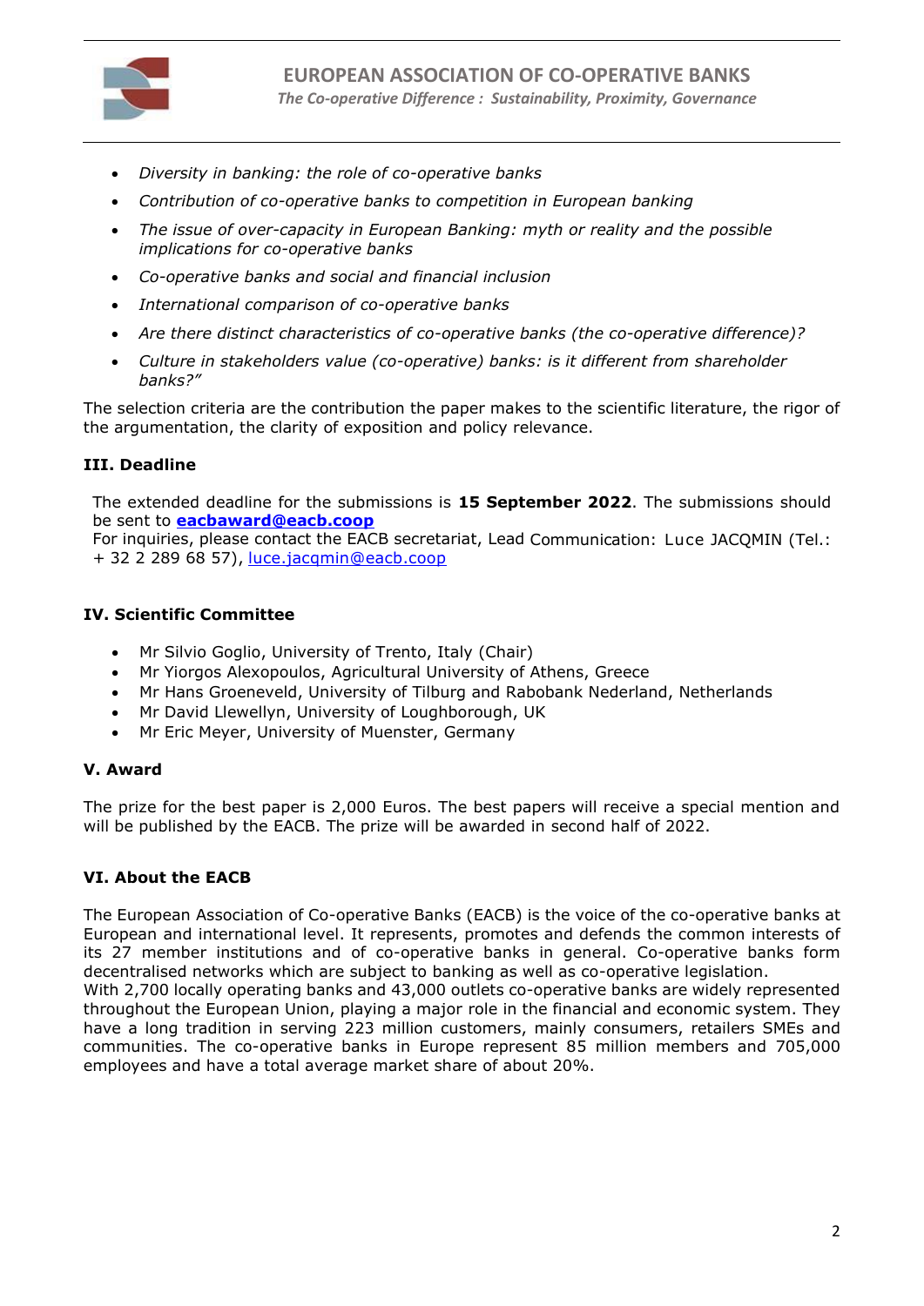- *Diversity in banking: the role of co-operative banks*
- *Contribution of co-operative banks to competition in European banking*
- *The issue of over-capacity in European Banking: myth or reality and the possible implications for co-operative banks*
- *Co-operative banks and social and financial inclusion*
- *International comparison of co-operative banks*
- *Are there distinct characteristics of co-operative banks (the co-operative difference)?*
- *Culture in stakeholders value (co-operative) banks: is it different from shareholder banks?"*

The selection criteria are the contribution the paper makes to the scientific literature, the rigor of the argumentation, the clarity of exposition and policy relevance.

### III. Deadline

The extended deadline for the submissions is **15 September 2022**. The submissions should be sent to **eacbaward@eacb.coop**
For inquiries, please contact the EACB secretariat, Lead Communication: Luce JACQMIN (Tel.: + 32 2 289 68 57), luce.jacqmin@eacb.coop

### IV. Scientific Committee

- Mr Silvio Goglio, University of Trento, Italy (Chair)
- Mr Yiorgos Alexopoulos, Agricultural University of Athens, Greece
- Mr Hans Groeneveld, University of Tilburg and Rabobank Nederland, Netherlands
- Mr David Llewellyn, University of Loughborough, UK
- Mr Eric Meyer, University of Muenster, Germany

### V. Award

The prize for the best paper is 2,000 Euros. The best papers will receive a special mention and will be published by the EACB. The prize will be awarded in second half of 2022.

### VI. About the EACB

The European Association of Co-operative Banks (EACB) is the voice of the co-operative banks at European and international level. It represents, promotes and defends the common interests of its 27 member institutions and of co-operative banks in general. Co-operative banks form decentralised networks which are subject to banking as well as co-operative legislation.
With 2,700 locally operating banks and 43,000 outlets co-operative banks are widely represented throughout the European Union, playing a major role in the financial and economic system. They have a long tradition in serving 223 million customers, mainly consumers, retailers SMEs and communities. The co-operative banks in Europe represent 85 million members and 705,000 employees and have a total average market share of about 20%.